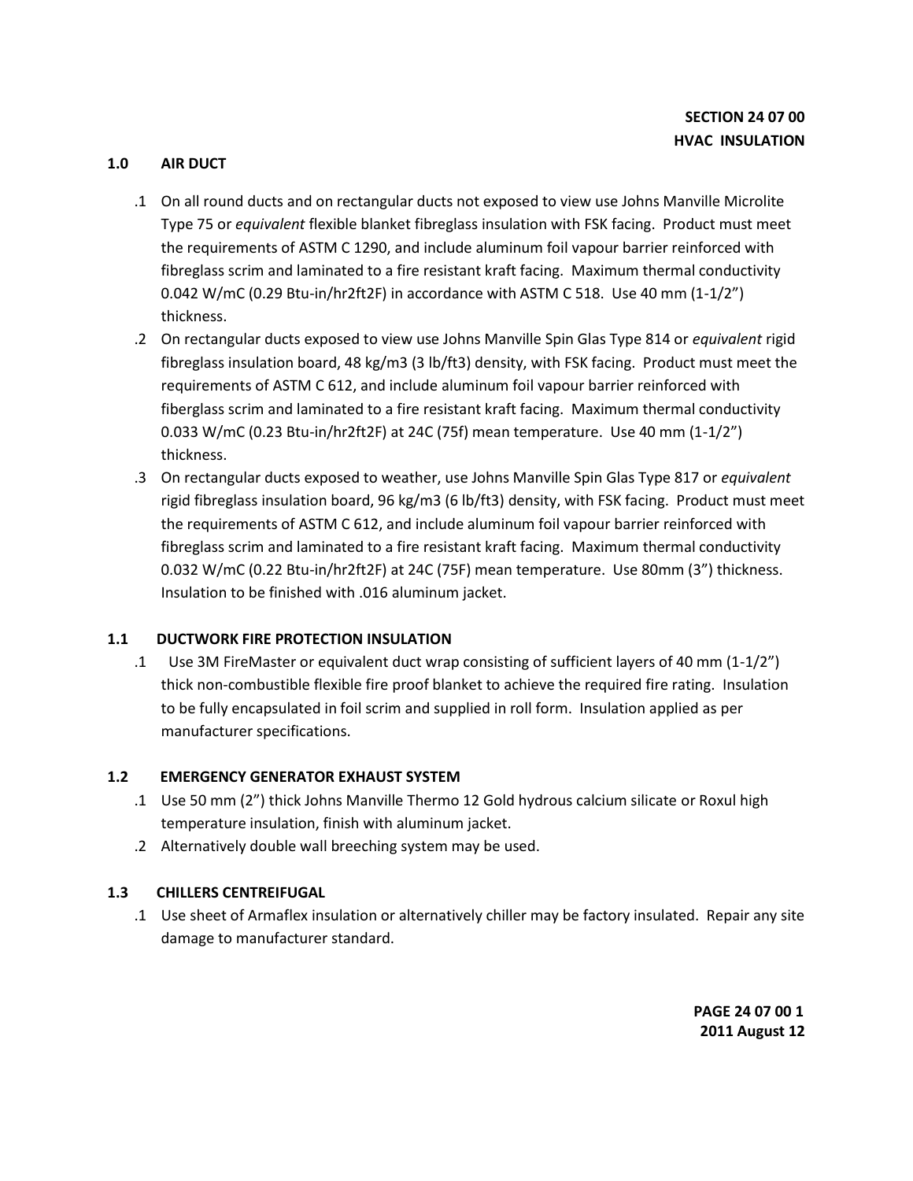**SECTION 24 07 00**
**HVAC INSULATION**

## 1.0 AIR DUCT

.1 On all round ducts and on rectangular ducts not exposed to view use Johns Manville Microlite Type 75 or *equivalent* flexible blanket fibreglass insulation with FSK facing. Product must meet the requirements of ASTM C 1290, and include aluminum foil vapour barrier reinforced with fibreglass scrim and laminated to a fire resistant kraft facing. Maximum thermal conductivity 0.042 W/mC (0.29 Btu-in/hr2ft2F) in accordance with ASTM C 518. Use 40 mm (1-1/2") thickness.

.2 On rectangular ducts exposed to view use Johns Manville Spin Glas Type 814 or *equivalent* rigid fibreglass insulation board, 48 kg/m3 (3 lb/ft3) density, with FSK facing. Product must meet the requirements of ASTM C 612, and include aluminum foil vapour barrier reinforced with fiberglass scrim and laminated to a fire resistant kraft facing. Maximum thermal conductivity 0.033 W/mC (0.23 Btu-in/hr2ft2F) at 24C (75f) mean temperature. Use 40 mm (1-1/2") thickness.

.3 On rectangular ducts exposed to weather, use Johns Manville Spin Glas Type 817 or *equivalent* rigid fibreglass insulation board, 96 kg/m3 (6 lb/ft3) density, with FSK facing. Product must meet the requirements of ASTM C 612, and include aluminum foil vapour barrier reinforced with fibreglass scrim and laminated to a fire resistant kraft facing. Maximum thermal conductivity 0.032 W/mC (0.22 Btu-in/hr2ft2F) at 24C (75F) mean temperature. Use 80mm (3") thickness. Insulation to be finished with .016 aluminum jacket.

## 1.1 DUCTWORK FIRE PROTECTION INSULATION

.1 Use 3M FireMaster or equivalent duct wrap consisting of sufficient layers of 40 mm (1-1/2") thick non-combustible flexible fire proof blanket to achieve the required fire rating. Insulation to be fully encapsulated in foil scrim and supplied in roll form. Insulation applied as per manufacturer specifications.

## 1.2 EMERGENCY GENERATOR EXHAUST SYSTEM

.1 Use 50 mm (2") thick Johns Manville Thermo 12 Gold hydrous calcium silicate or Roxul high temperature insulation, finish with aluminum jacket.

.2 Alternatively double wall breeching system may be used.

## 1.3 CHILLERS CENTREIFUGAL

.1 Use sheet of Armaflex insulation or alternatively chiller may be factory insulated. Repair any site damage to manufacturer standard.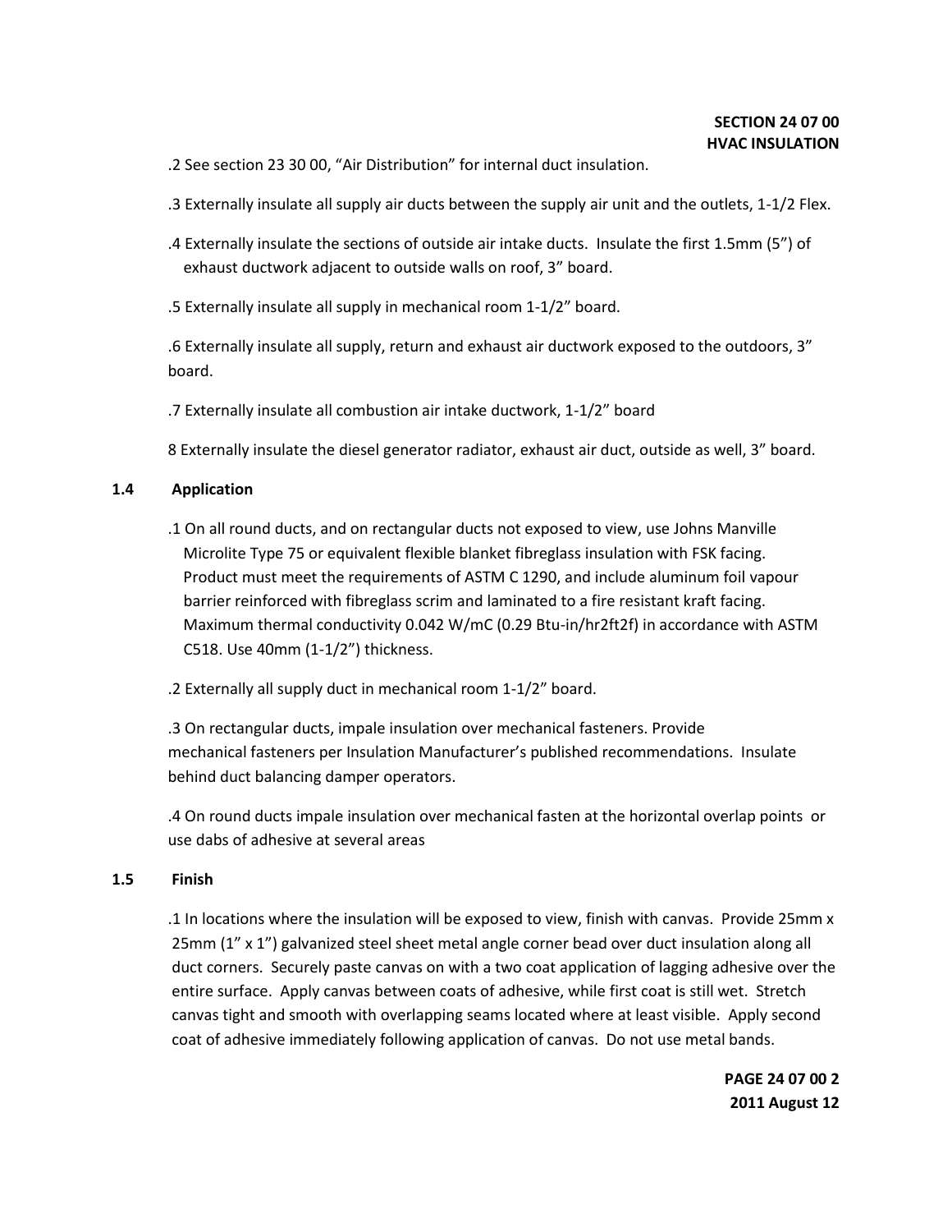.2 See section 23 30 00, "Air Distribution" for internal duct insulation.

.3 Externally insulate all supply air ducts between the supply air unit and the outlets, 1-1/2 Flex.

.4 Externally insulate the sections of outside air intake ducts. Insulate the first 1.5mm (5") of exhaust ductwork adjacent to outside walls on roof, 3" board.

.5 Externally insulate all supply in mechanical room 1-1/2" board.

.6 Externally insulate all supply, return and exhaust air ductwork exposed to the outdoors, 3" board.

.7 Externally insulate all combustion air intake ductwork, 1-1/2" board

8 Externally insulate the diesel generator radiator, exhaust air duct, outside as well, 3" board.

### 1.4 Application

.1 On all round ducts, and on rectangular ducts not exposed to view, use Johns Manville Microlite Type 75 or equivalent flexible blanket fibreglass insulation with FSK facing. Product must meet the requirements of ASTM C 1290, and include aluminum foil vapour barrier reinforced with fibreglass scrim and laminated to a fire resistant kraft facing. Maximum thermal conductivity 0.042 W/mC (0.29 Btu-in/hr2ft2f) in accordance with ASTM C518. Use 40mm (1-1/2") thickness.

.2 Externally all supply duct in mechanical room 1-1/2" board.

.3 On rectangular ducts, impale insulation over mechanical fasteners. Provide mechanical fasteners per Insulation Manufacturer's published recommendations. Insulate behind duct balancing damper operators.

.4 On round ducts impale insulation over mechanical fasten at the horizontal overlap points or use dabs of adhesive at several areas

### 1.5 Finish

.1 In locations where the insulation will be exposed to view, finish with canvas. Provide 25mm x 25mm (1" x 1") galvanized steel sheet metal angle corner bead over duct insulation along all duct corners. Securely paste canvas on with a two coat application of lagging adhesive over the entire surface. Apply canvas between coats of adhesive, while first coat is still wet. Stretch canvas tight and smooth with overlapping seams located where at least visible. Apply second coat of adhesive immediately following application of canvas. Do not use metal bands.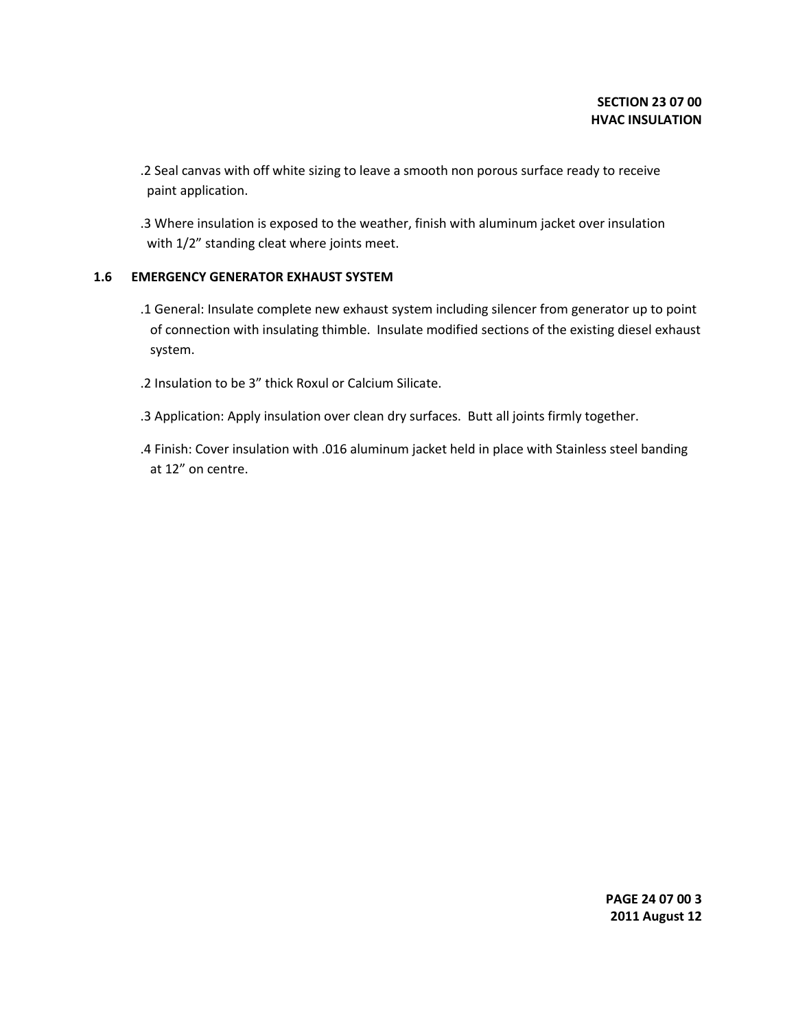.2 Seal canvas with off white sizing to leave a smooth non porous surface ready to receive paint application.

.3 Where insulation is exposed to the weather, finish with aluminum jacket over insulation with 1/2" standing cleat where joints meet.

## 1.6 EMERGENCY GENERATOR EXHAUST SYSTEM

.1 General: Insulate complete new exhaust system including silencer from generator up to point of connection with insulating thimble. Insulate modified sections of the existing diesel exhaust system.

.2 Insulation to be 3" thick Roxul or Calcium Silicate.

.3 Application: Apply insulation over clean dry surfaces. Butt all joints firmly together.

.4 Finish: Cover insulation with .016 aluminum jacket held in place with Stainless steel banding at 12" on centre.